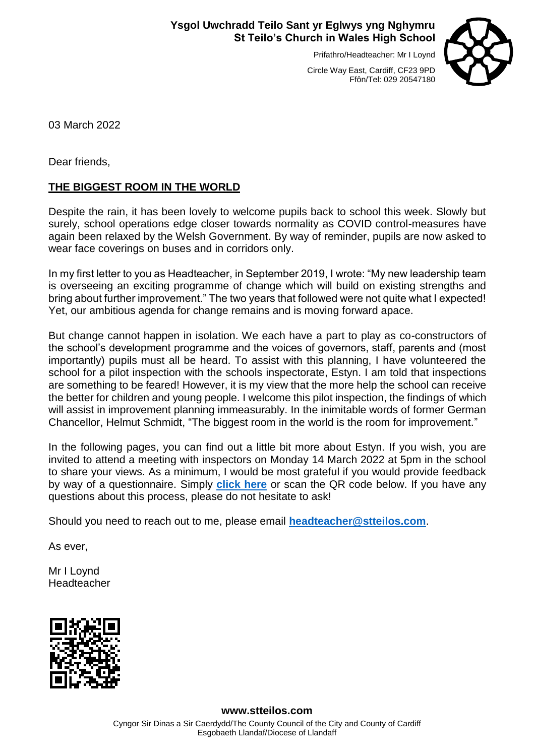**Ysgol Uwchradd Teilo Sant yr Eglwys yng Nghymru**
**St Teilo's Church in Wales High School**

Prifathro/Headteacher: Mr I Loynd

Circle Way East, Cardiff, CF23 9PD
Ffôn/Tel: 029 20547180

03 March 2022

Dear friends,

**THE BIGGEST ROOM IN THE WORLD**

Despite the rain, it has been lovely to welcome pupils back to school this week. Slowly but surely, school operations edge closer towards normality as COVID control-measures have again been relaxed by the Welsh Government. By way of reminder, pupils are now asked to wear face coverings on buses and in corridors only.

In my first letter to you as Headteacher, in September 2019, I wrote: "My new leadership team is overseeing an exciting programme of change which will build on existing strengths and bring about further improvement." The two years that followed were not quite what I expected! Yet, our ambitious agenda for change remains and is moving forward apace.

But change cannot happen in isolation. We each have a part to play as co-constructors of the school's development programme and the voices of governors, staff, parents and (most importantly) pupils must all be heard. To assist with this planning, I have volunteered the school for a pilot inspection with the schools inspectorate, Estyn. I am told that inspections are something to be feared! However, it is my view that the more help the school can receive the better for children and young people. I welcome this pilot inspection, the findings of which will assist in improvement planning immeasurably. In the inimitable words of former German Chancellor, Helmut Schmidt, "The biggest room in the world is the room for improvement."

In the following pages, you can find out a little bit more about Estyn. If you wish, you are invited to attend a meeting with inspectors on Monday 14 March 2022 at 5pm in the school to share your views. As a minimum, I would be most grateful if you would provide feedback by way of a questionnaire. Simply **click here** or scan the QR code below. If you have any questions about this process, please do not hesitate to ask!

Should you need to reach out to me, please email **headteacher@stteilos.com**.

As ever,

Mr I Loynd
Headteacher

**www.stteilos.com**

Cyngor Sir Dinas a Sir Caerdydd/The County Council of the City and County of Cardiff
Esgobaeth Llandaf/Diocese of Llandaff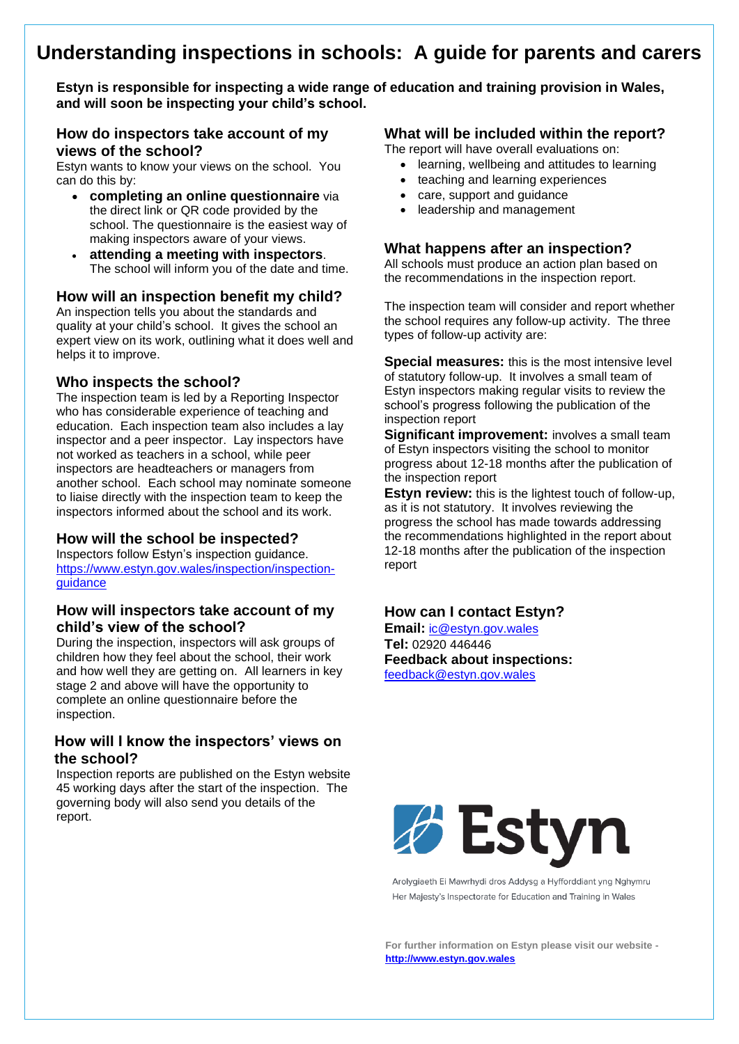# Understanding inspections in schools: A guide for parents and carers

**Estyn is responsible for inspecting a wide range of education and training provision in Wales, and will soon be inspecting your child's school.**

## How do inspectors take account of my views of the school?

Estyn wants to know your views on the school. You can do this by:

- **completing an online questionnaire** via the direct link or QR code provided by the school. The questionnaire is the easiest way of making inspectors aware of your views.
- **attending a meeting with inspectors**. The school will inform you of the date and time.

## How will an inspection benefit my child?

An inspection tells you about the standards and quality at your child's school. It gives the school an expert view on its work, outlining what it does well and helps it to improve.

## Who inspects the school?

The inspection team is led by a Reporting Inspector who has considerable experience of teaching and education. Each inspection team also includes a lay inspector and a peer inspector. Lay inspectors have not worked as teachers in a school, while peer inspectors are headteachers or managers from another school. Each school may nominate someone to liaise directly with the inspection team to keep the inspectors informed about the school and its work.

## How will the school be inspected?

Inspectors follow Estyn's inspection guidance.
https://www.estyn.gov.wales/inspection/inspection-guidance

## How will inspectors take account of my child's view of the school?

During the inspection, inspectors will ask groups of children how they feel about the school, their work and how well they are getting on. All learners in key stage 2 and above will have the opportunity to complete an online questionnaire before the inspection.

## How will I know the inspectors' views on the school?

Inspection reports are published on the Estyn website 45 working days after the start of the inspection. The governing body will also send you details of the report.

## What will be included within the report?

The report will have overall evaluations on:

- learning, wellbeing and attitudes to learning
- teaching and learning experiences
- care, support and guidance
- leadership and management

## What happens after an inspection?

All schools must produce an action plan based on the recommendations in the inspection report.

The inspection team will consider and report whether the school requires any follow-up activity. The three types of follow-up activity are:

**Special measures:** this is the most intensive level of statutory follow-up. It involves a small team of Estyn inspectors making regular visits to review the school's progress following the publication of the inspection report

**Significant improvement:** involves a small team of Estyn inspectors visiting the school to monitor progress about 12-18 months after the publication of the inspection report

**Estyn review:** this is the lightest touch of follow-up, as it is not statutory. It involves reviewing the progress the school has made towards addressing the recommendations highlighted in the report about 12-18 months after the publication of the inspection report

## How can I contact Estyn?

**Email:** ic@estyn.gov.wales
**Tel:** 02920 446446
**Feedback about inspections:**
feedback@estyn.gov.wales

Estyn

Arolygiaeth Ei Mawrhydi dros Addysg a Hyfforddiant yng Nghymru
Her Majesty's Inspectorate for Education and Training in Wales

**For further information on Estyn please visit our website - http://www.estyn.gov.wales**